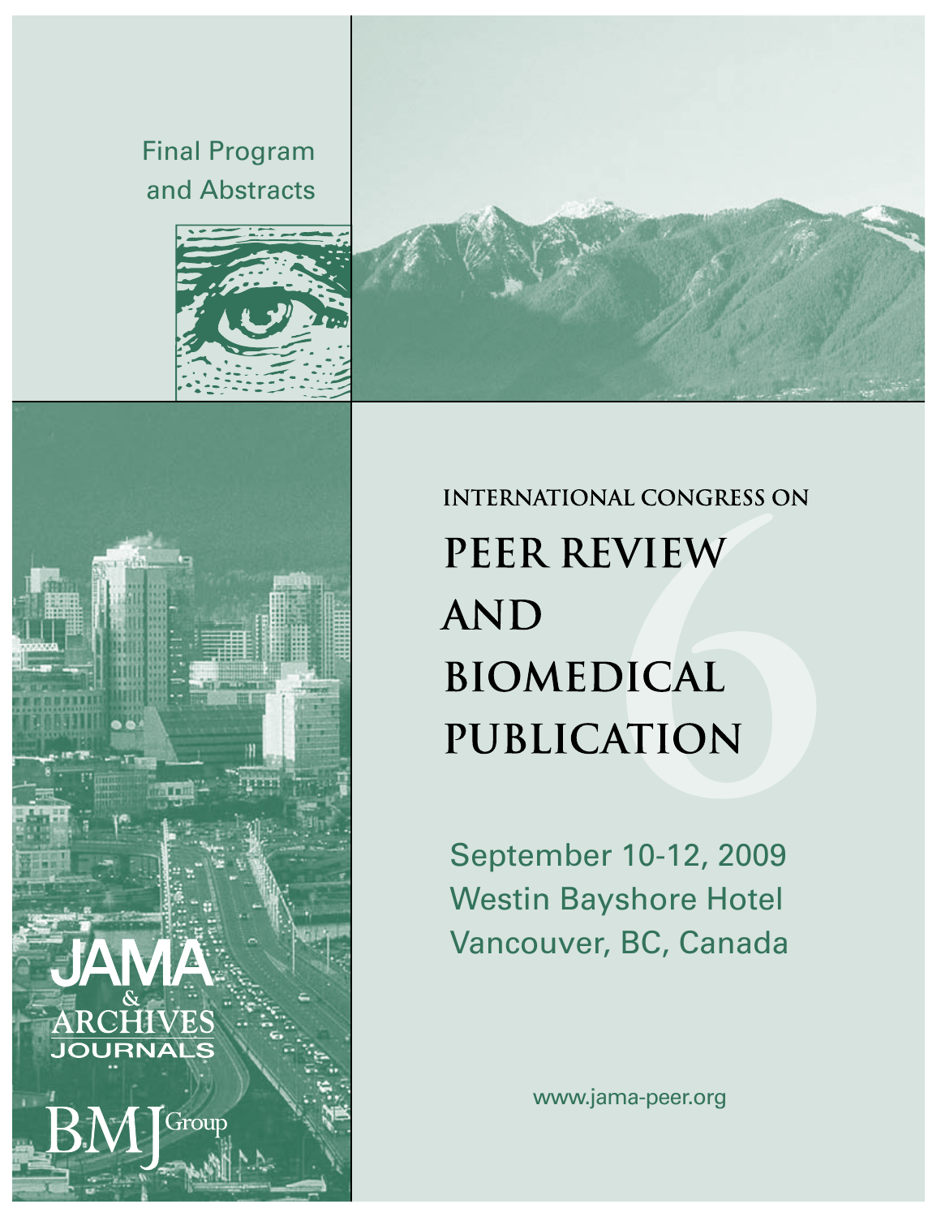Final Program and Abstracts

# INTERNATIONAL CONGRESS ON PEER REVIEW AND BIOMEDICAL PUBLICATION

6

September 10-12, 2009
Westin Bayshore Hotel
Vancouver, BC, Canada

www.jama-peer.org

JAMA & ARCHIVES JOURNALS

BMJ Group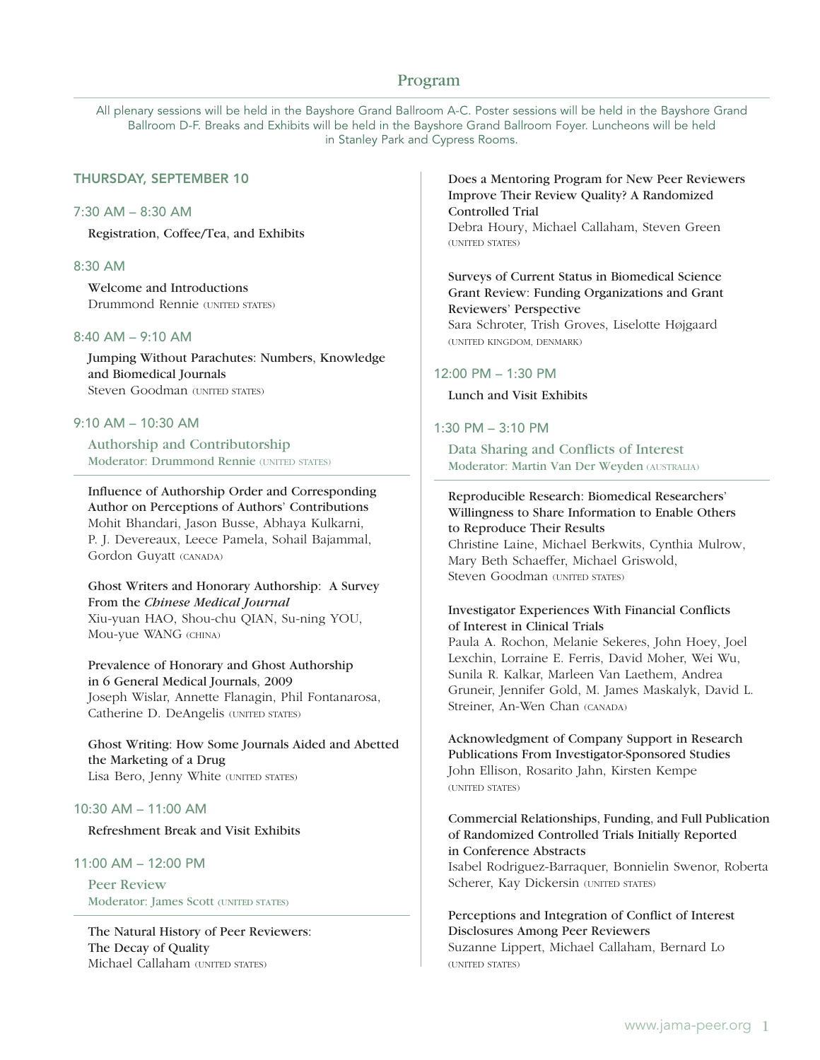# Program

All plenary sessions will be held in the Bayshore Grand Ballroom A-C. Poster sessions will be held in the Bayshore Grand Ballroom D-F. Breaks and Exhibits will be held in the Bayshore Grand Ballroom Foyer. Luncheons will be held in Stanley Park and Cypress Rooms.

## THURSDAY, SEPTEMBER 10

### 7:30 AM – 8:30 AM

Registration, Coffee/Tea, and Exhibits

### 8:30 AM

Welcome and Introductions
Drummond Rennie (UNITED STATES)

### 8:40 AM – 9:10 AM

Jumping Without Parachutes: Numbers, Knowledge and Biomedical Journals
Steven Goodman (UNITED STATES)

### 9:10 AM – 10:30 AM

**Authorship and Contributorship**
Moderator: Drummond Rennie (UNITED STATES)

Influence of Authorship Order and Corresponding Author on Perceptions of Authors' Contributions
Mohit Bhandari, Jason Busse, Abhaya Kulkarni, P. J. Devereaux, Leece Pamela, Sohail Bajammal, Gordon Guyatt (CANADA)

Ghost Writers and Honorary Authorship: A Survey From the *Chinese Medical Journal*
Xiu-yuan HAO, Shou-chu QIAN, Su-ning YOU, Mou-yue WANG (CHINA)

Prevalence of Honorary and Ghost Authorship in 6 General Medical Journals, 2009
Joseph Wislar, Annette Flanagin, Phil Fontanarosa, Catherine D. DeAngelis (UNITED STATES)

Ghost Writing: How Some Journals Aided and Abetted the Marketing of a Drug
Lisa Bero, Jenny White (UNITED STATES)

### 10:30 AM – 11:00 AM

Refreshment Break and Visit Exhibits

### 11:00 AM – 12:00 PM

**Peer Review**
Moderator: James Scott (UNITED STATES)

The Natural History of Peer Reviewers: The Decay of Quality
Michael Callaham (UNITED STATES)

Does a Mentoring Program for New Peer Reviewers Improve Their Review Quality? A Randomized Controlled Trial
Debra Houry, Michael Callaham, Steven Green (UNITED STATES)

Surveys of Current Status in Biomedical Science Grant Review: Funding Organizations and Grant Reviewers' Perspective
Sara Schroter, Trish Groves, Liselotte Højgaard (UNITED KINGDOM, DENMARK)

### 12:00 PM – 1:30 PM

Lunch and Visit Exhibits

### 1:30 PM – 3:10 PM

**Data Sharing and Conflicts of Interest**
Moderator: Martin Van Der Weyden (AUSTRALIA)

Reproducible Research: Biomedical Researchers' Willingness to Share Information to Enable Others to Reproduce Their Results
Christine Laine, Michael Berkwits, Cynthia Mulrow, Mary Beth Schaeffer, Michael Griswold, Steven Goodman (UNITED STATES)

Investigator Experiences With Financial Conflicts of Interest in Clinical Trials
Paula A. Rochon, Melanie Sekeres, John Hoey, Joel Lexchin, Lorraine E. Ferris, David Moher, Wei Wu, Sunila R. Kalkar, Marleen Van Laethem, Andrea Gruneir, Jennifer Gold, M. James Maskalyk, David L. Streiner, An-Wen Chan (CANADA)

Acknowledgment of Company Support in Research Publications From Investigator-Sponsored Studies
John Ellison, Rosarito Jahn, Kirsten Kempe (UNITED STATES)

Commercial Relationships, Funding, and Full Publication of Randomized Controlled Trials Initially Reported in Conference Abstracts
Isabel Rodriguez-Barraquer, Bonnielin Swenor, Roberta Scherer, Kay Dickersin (UNITED STATES)

Perceptions and Integration of Conflict of Interest Disclosures Among Peer Reviewers
Suzanne Lippert, Michael Callaham, Bernard Lo (UNITED STATES)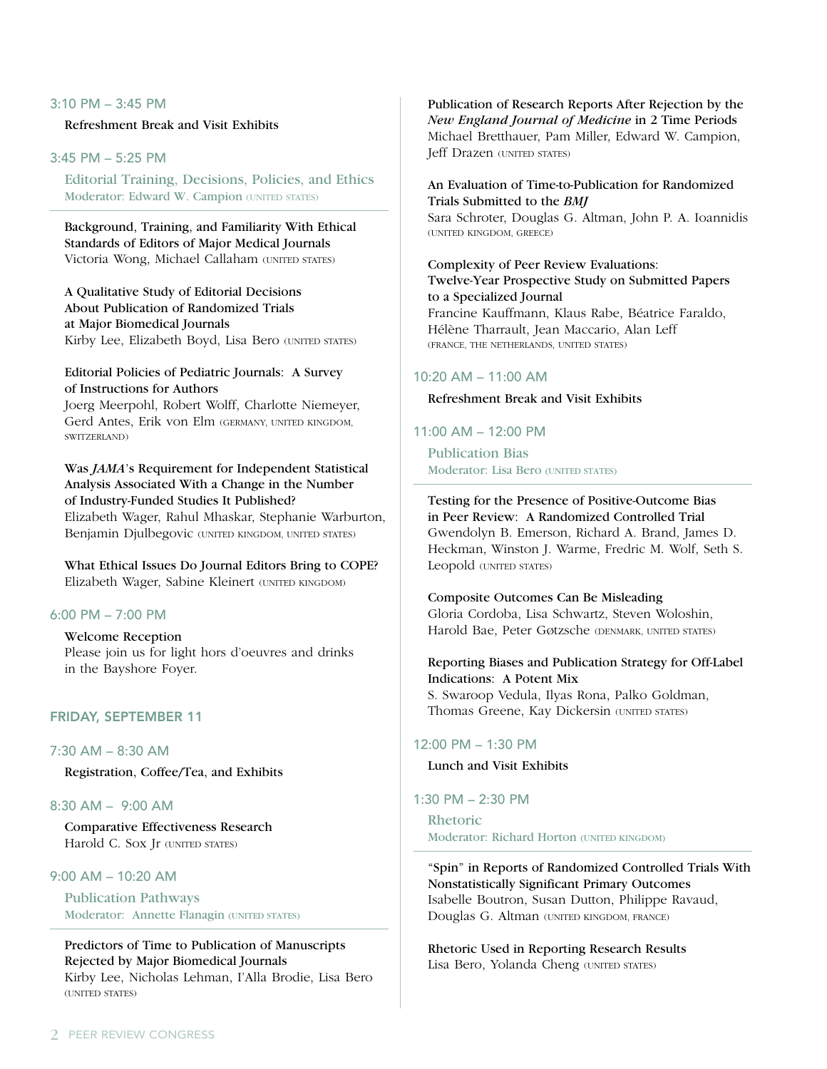### 3:10 PM – 3:45 PM

Refreshment Break and Visit Exhibits

### 3:45 PM – 5:25 PM

**Editorial Training, Decisions, Policies, and Ethics**
Moderator: Edward W. Campion (UNITED STATES)

**Background, Training, and Familiarity With Ethical Standards of Editors of Major Medical Journals**
Victoria Wong, Michael Callaham (UNITED STATES)

**A Qualitative Study of Editorial Decisions About Publication of Randomized Trials at Major Biomedical Journals**
Kirby Lee, Elizabeth Boyd, Lisa Bero (UNITED STATES)

**Editorial Policies of Pediatric Journals: A Survey of Instructions for Authors**
Joerg Meerpohl, Robert Wolff, Charlotte Niemeyer, Gerd Antes, Erik von Elm (GERMANY, UNITED KINGDOM, SWITZERLAND)

**Was *JAMA*'s Requirement for Independent Statistical Analysis Associated With a Change in the Number of Industry-Funded Studies It Published?**
Elizabeth Wager, Rahul Mhaskar, Stephanie Warburton, Benjamin Djulbegovic (UNITED KINGDOM, UNITED STATES)

**What Ethical Issues Do Journal Editors Bring to COPE?**
Elizabeth Wager, Sabine Kleinert (UNITED KINGDOM)

### 6:00 PM – 7:00 PM

**Welcome Reception**
Please join us for light hors d'oeuvres and drinks in the Bayshore Foyer.

## FRIDAY, SEPTEMBER 11

### 7:30 AM – 8:30 AM

Registration, Coffee/Tea, and Exhibits

### 8:30 AM – 9:00 AM

**Comparative Effectiveness Research**
Harold C. Sox Jr (UNITED STATES)

### 9:00 AM – 10:20 AM

**Publication Pathways**
Moderator: Annette Flanagin (UNITED STATES)

**Predictors of Time to Publication of Manuscripts Rejected by Major Biomedical Journals**
Kirby Lee, Nicholas Lehman, I'Alla Brodie, Lisa Bero (UNITED STATES)

**Publication of Research Reports After Rejection by the *New England Journal of Medicine* in 2 Time Periods**
Michael Bretthauer, Pam Miller, Edward W. Campion, Jeff Drazen (UNITED STATES)

**An Evaluation of Time-to-Publication for Randomized Trials Submitted to the *BMJ***
Sara Schroter, Douglas G. Altman, John P. A. Ioannidis (UNITED KINGDOM, GREECE)

**Complexity of Peer Review Evaluations: Twelve-Year Prospective Study on Submitted Papers to a Specialized Journal**
Francine Kauffmann, Klaus Rabe, Béatrice Faraldo, Hélène Tharrault, Jean Maccario, Alan Leff (FRANCE, THE NETHERLANDS, UNITED STATES)

### 10:20 AM – 11:00 AM

Refreshment Break and Visit Exhibits

### 11:00 AM – 12:00 PM

**Publication Bias**
Moderator: Lisa Bero (UNITED STATES)

**Testing for the Presence of Positive-Outcome Bias in Peer Review: A Randomized Controlled Trial**
Gwendolyn B. Emerson, Richard A. Brand, James D. Heckman, Winston J. Warme, Fredric M. Wolf, Seth S. Leopold (UNITED STATES)

**Composite Outcomes Can Be Misleading**
Gloria Cordoba, Lisa Schwartz, Steven Woloshin, Harold Bae, Peter Gøtzsche (DENMARK, UNITED STATES)

**Reporting Biases and Publication Strategy for Off-Label Indications: A Potent Mix**
S. Swaroop Vedula, Ilyas Rona, Palko Goldman, Thomas Greene, Kay Dickersin (UNITED STATES)

### 12:00 PM – 1:30 PM

Lunch and Visit Exhibits

### 1:30 PM – 2:30 PM

**Rhetoric**
Moderator: Richard Horton (UNITED KINGDOM)

**"Spin" in Reports of Randomized Controlled Trials With Nonstatistically Significant Primary Outcomes**
Isabelle Boutron, Susan Dutton, Philippe Ravaud, Douglas G. Altman (UNITED KINGDOM, FRANCE)

**Rhetoric Used in Reporting Research Results**
Lisa Bero, Yolanda Cheng (UNITED STATES)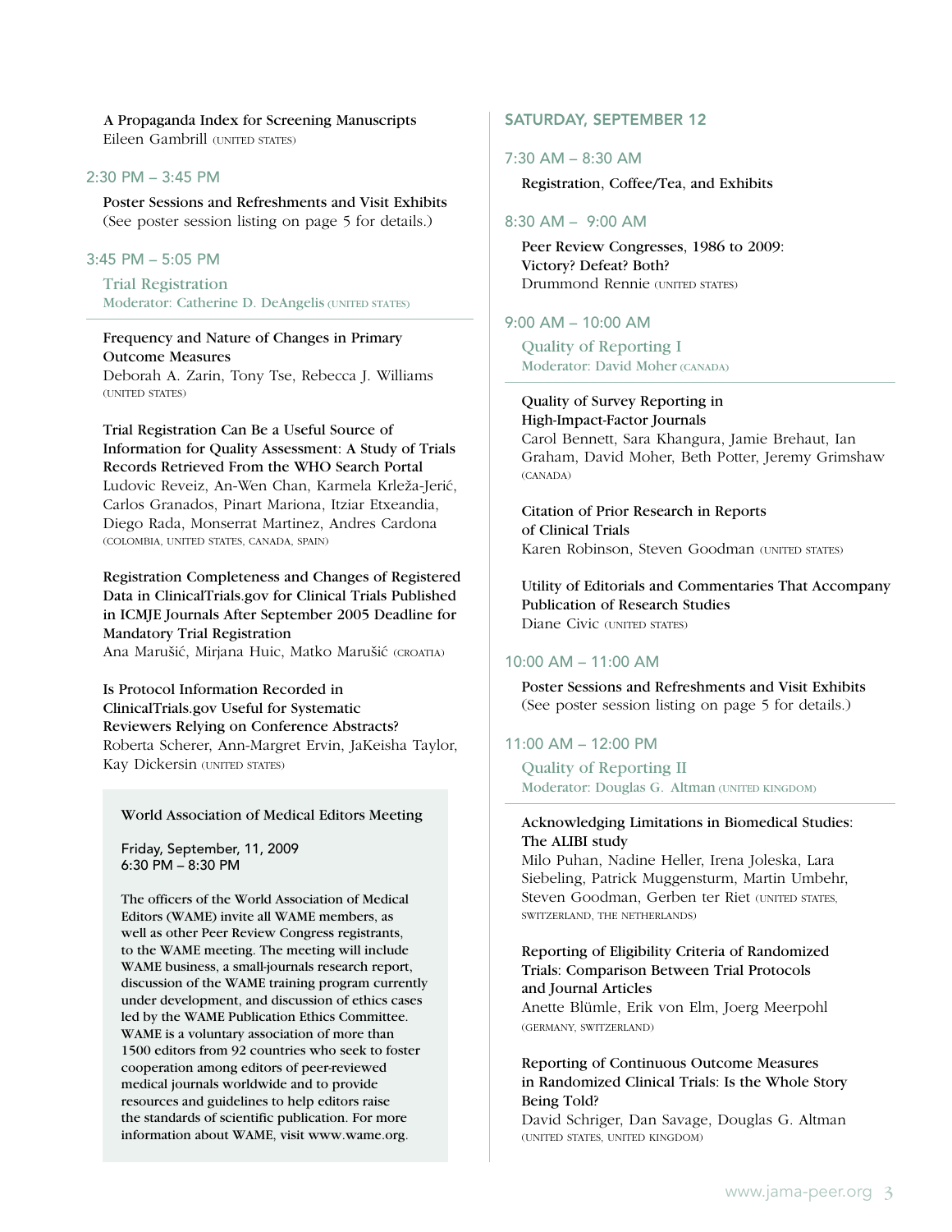**A Propaganda Index for Screening Manuscripts**
Eileen Gambrill (UNITED STATES)

### 2:30 PM – 3:45 PM

**Poster Sessions and Refreshments and Visit Exhibits**
(See poster session listing on page 5 for details.)

### 3:45 PM – 5:05 PM

**Trial Registration**
Moderator: Catherine D. DeAngelis (UNITED STATES)

**Frequency and Nature of Changes in Primary Outcome Measures**
Deborah A. Zarin, Tony Tse, Rebecca J. Williams (UNITED STATES)

**Trial Registration Can Be a Useful Source of Information for Quality Assessment: A Study of Trials Records Retrieved From the WHO Search Portal**
Ludovic Reveiz, An-Wen Chan, Karmela Krleža-Jerić, Carlos Granados, Pinart Mariona, Itziar Etxeandia, Diego Rada, Monserrat Martinez, Andres Cardona (COLOMBIA, UNITED STATES, CANADA, SPAIN)

**Registration Completeness and Changes of Registered Data in ClinicalTrials.gov for Clinical Trials Published in ICMJE Journals After September 2005 Deadline for Mandatory Trial Registration**
Ana Marušić, Mirjana Huic, Matko Marušić (CROATIA)

**Is Protocol Information Recorded in ClinicalTrials.gov Useful for Systematic Reviewers Relying on Conference Abstracts?**
Roberta Scherer, Ann-Margret Ervin, JaKeisha Taylor, Kay Dickersin (UNITED STATES)

**World Association of Medical Editors Meeting**

Friday, September, 11, 2009
6:30 PM – 8:30 PM

The officers of the World Association of Medical Editors (WAME) invite all WAME members, as well as other Peer Review Congress registrants, to the WAME meeting. The meeting will include WAME business, a small-journals research report, discussion of the WAME training program currently under development, and discussion of ethics cases led by the WAME Publication Ethics Committee. WAME is a voluntary association of more than 1500 editors from 92 countries who seek to foster cooperation among editors of peer-reviewed medical journals worldwide and to provide resources and guidelines to help editors raise the standards of scientific publication. For more information about WAME, visit www.wame.org.

## SATURDAY, SEPTEMBER 12

### 7:30 AM – 8:30 AM

**Registration, Coffee/Tea, and Exhibits**

### 8:30 AM – 9:00 AM

**Peer Review Congresses, 1986 to 2009: Victory? Defeat? Both?**
Drummond Rennie (UNITED STATES)

### 9:00 AM – 10:00 AM

**Quality of Reporting I**
Moderator: David Moher (CANADA)

**Quality of Survey Reporting in High-Impact-Factor Journals**
Carol Bennett, Sara Khangura, Jamie Brehaut, Ian Graham, David Moher, Beth Potter, Jeremy Grimshaw (CANADA)

**Citation of Prior Research in Reports of Clinical Trials**
Karen Robinson, Steven Goodman (UNITED STATES)

**Utility of Editorials and Commentaries That Accompany Publication of Research Studies**
Diane Civic (UNITED STATES)

### 10:00 AM – 11:00 AM

**Poster Sessions and Refreshments and Visit Exhibits**
(See poster session listing on page 5 for details.)

### 11:00 AM – 12:00 PM

**Quality of Reporting II**
Moderator: Douglas G. Altman (UNITED KINGDOM)

**Acknowledging Limitations in Biomedical Studies: The ALIBI study**
Milo Puhan, Nadine Heller, Irena Joleska, Lara Siebeling, Patrick Muggensturm, Martin Umbehr, Steven Goodman, Gerben ter Riet (UNITED STATES, SWITZERLAND, THE NETHERLANDS)

**Reporting of Eligibility Criteria of Randomized Trials: Comparison Between Trial Protocols and Journal Articles**
Anette Blümle, Erik von Elm, Joerg Meerpohl (GERMANY, SWITZERLAND)

**Reporting of Continuous Outcome Measures in Randomized Clinical Trials: Is the Whole Story Being Told?**
David Schriger, Dan Savage, Douglas G. Altman (UNITED STATES, UNITED KINGDOM)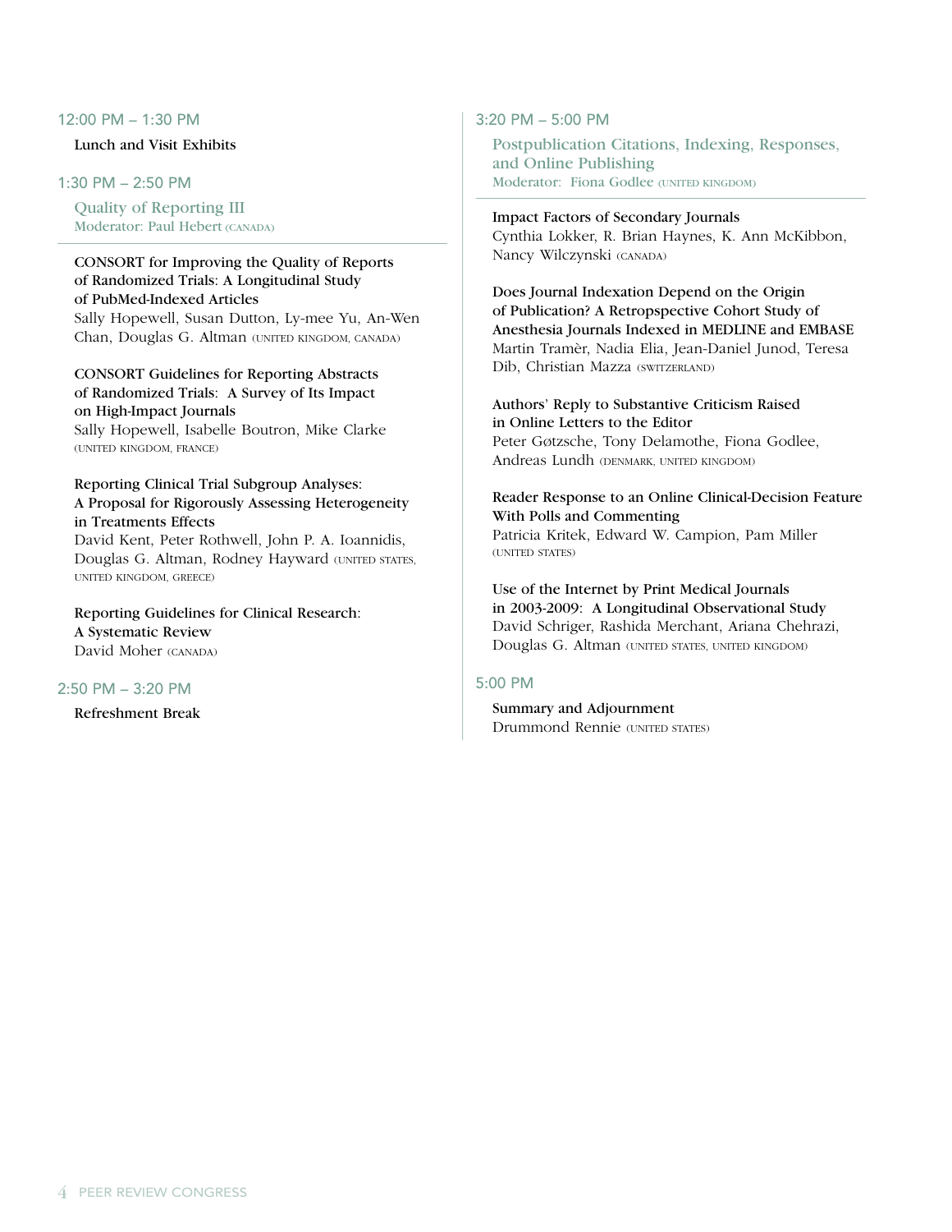## 12:00 PM – 1:30 PM

Lunch and Visit Exhibits

## 1:30 PM – 2:50 PM

### Quality of Reporting III

Moderator: Paul Hebert (CANADA)

**CONSORT for Improving the Quality of Reports of Randomized Trials: A Longitudinal Study of PubMed-Indexed Articles**
Sally Hopewell, Susan Dutton, Ly-mee Yu, An-Wen Chan, Douglas G. Altman (UNITED KINGDOM, CANADA)

**CONSORT Guidelines for Reporting Abstracts of Randomized Trials: A Survey of Its Impact on High-Impact Journals**
Sally Hopewell, Isabelle Boutron, Mike Clarke (UNITED KINGDOM, FRANCE)

**Reporting Clinical Trial Subgroup Analyses: A Proposal for Rigorously Assessing Heterogeneity in Treatments Effects**
David Kent, Peter Rothwell, John P. A. Ioannidis, Douglas G. Altman, Rodney Hayward (UNITED STATES, UNITED KINGDOM, GREECE)

**Reporting Guidelines for Clinical Research: A Systematic Review**
David Moher (CANADA)

## 2:50 PM – 3:20 PM

Refreshment Break

## 3:20 PM – 5:00 PM

### Postpublication Citations, Indexing, Responses, and Online Publishing

Moderator: Fiona Godlee (UNITED KINGDOM)

**Impact Factors of Secondary Journals**
Cynthia Lokker, R. Brian Haynes, K. Ann McKibbon, Nancy Wilczynski (CANADA)

**Does Journal Indexation Depend on the Origin of Publication? A Retropspective Cohort Study of Anesthesia Journals Indexed in MEDLINE and EMBASE**
Martin Tramèr, Nadia Elia, Jean-Daniel Junod, Teresa Dib, Christian Mazza (SWITZERLAND)

**Authors' Reply to Substantive Criticism Raised in Online Letters to the Editor**
Peter Gøtzsche, Tony Delamothe, Fiona Godlee, Andreas Lundh (DENMARK, UNITED KINGDOM)

**Reader Response to an Online Clinical-Decision Feature With Polls and Commenting**
Patricia Kritek, Edward W. Campion, Pam Miller (UNITED STATES)

**Use of the Internet by Print Medical Journals in 2003-2009: A Longitudinal Observational Study**
David Schriger, Rashida Merchant, Ariana Chehrazi, Douglas G. Altman (UNITED STATES, UNITED KINGDOM)

## 5:00 PM

**Summary and Adjournment**
Drummond Rennie (UNITED STATES)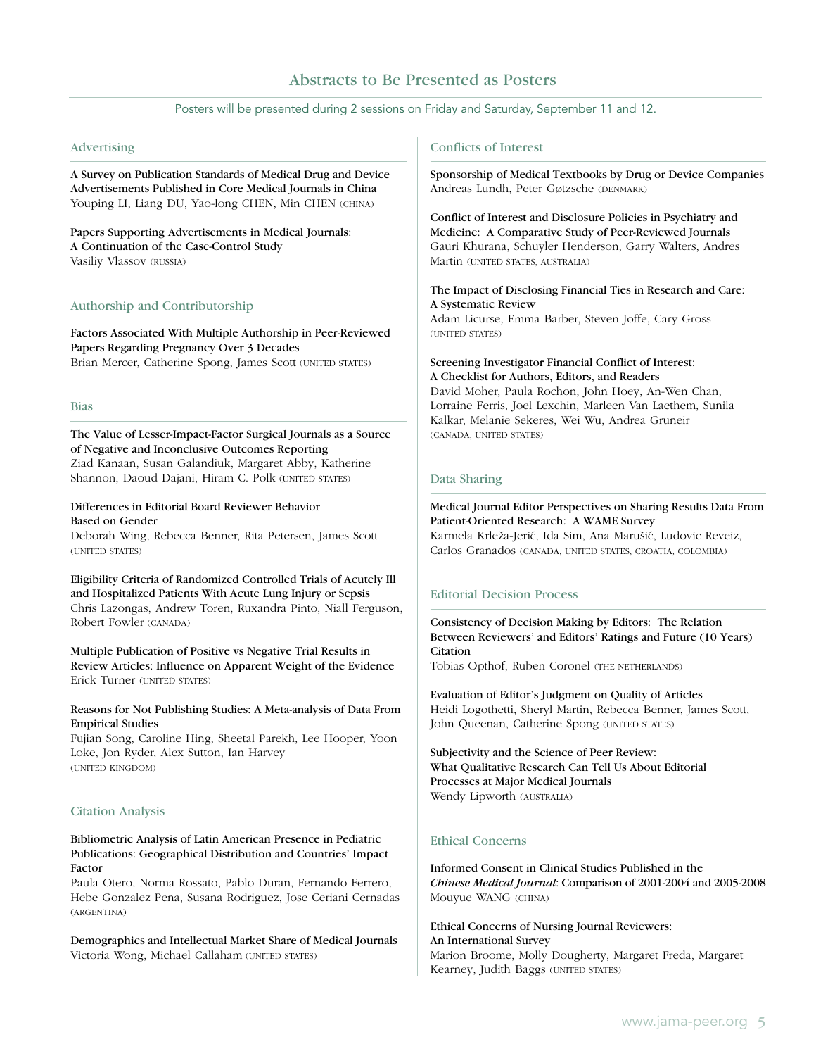# Abstracts to Be Presented as Posters

Posters will be presented during 2 sessions on Friday and Saturday, September 11 and 12.

## Advertising

**A Survey on Publication Standards of Medical Drug and Device Advertisements Published in Core Medical Journals in China**
Youping LI, Liang DU, Yao-long CHEN, Min CHEN (CHINA)

**Papers Supporting Advertisements in Medical Journals: A Continuation of the Case-Control Study**
Vasiliy Vlassov (RUSSIA)

## Authorship and Contributorship

**Factors Associated With Multiple Authorship in Peer-Reviewed Papers Regarding Pregnancy Over 3 Decades**
Brian Mercer, Catherine Spong, James Scott (UNITED STATES)

## Bias

**The Value of Lesser-Impact-Factor Surgical Journals as a Source of Negative and Inconclusive Outcomes Reporting**
Ziad Kanaan, Susan Galandiuk, Margaret Abby, Katherine Shannon, Daoud Dajani, Hiram C. Polk (UNITED STATES)

**Differences in Editorial Board Reviewer Behavior Based on Gender**
Deborah Wing, Rebecca Benner, Rita Petersen, James Scott (UNITED STATES)

**Eligibility Criteria of Randomized Controlled Trials of Acutely Ill and Hospitalized Patients With Acute Lung Injury or Sepsis**
Chris Lazongas, Andrew Toren, Ruxandra Pinto, Niall Ferguson, Robert Fowler (CANADA)

**Multiple Publication of Positive vs Negative Trial Results in Review Articles: Influence on Apparent Weight of the Evidence**
Erick Turner (UNITED STATES)

**Reasons for Not Publishing Studies: A Meta-analysis of Data From Empirical Studies**
Fujian Song, Caroline Hing, Sheetal Parekh, Lee Hooper, Yoon Loke, Jon Ryder, Alex Sutton, Ian Harvey (UNITED KINGDOM)

## Citation Analysis

**Bibliometric Analysis of Latin American Presence in Pediatric Publications: Geographical Distribution and Countries' Impact Factor**
Paula Otero, Norma Rossato, Pablo Duran, Fernando Ferrero, Hebe Gonzalez Pena, Susana Rodriguez, Jose Ceriani Cernadas (ARGENTINA)

**Demographics and Intellectual Market Share of Medical Journals**
Victoria Wong, Michael Callaham (UNITED STATES)

## Conflicts of Interest

**Sponsorship of Medical Textbooks by Drug or Device Companies**
Andreas Lundh, Peter Gøtzsche (DENMARK)

**Conflict of Interest and Disclosure Policies in Psychiatry and Medicine: A Comparative Study of Peer-Reviewed Journals**
Gauri Khurana, Schuyler Henderson, Garry Walters, Andres Martin (UNITED STATES, AUSTRALIA)

**The Impact of Disclosing Financial Ties in Research and Care: A Systematic Review**
Adam Licurse, Emma Barber, Steven Joffe, Cary Gross (UNITED STATES)

**Screening Investigator Financial Conflict of Interest: A Checklist for Authors, Editors, and Readers**
David Moher, Paula Rochon, John Hoey, An-Wen Chan, Lorraine Ferris, Joel Lexchin, Marleen Van Laethem, Sunila Kalkar, Melanie Sekeres, Wei Wu, Andrea Gruneir (CANADA, UNITED STATES)

## Data Sharing

**Medical Journal Editor Perspectives on Sharing Results Data From Patient-Oriented Research: A WAME Survey**
Karmela Krleža-Jerić, Ida Sim, Ana Marušić, Ludovic Reveiz, Carlos Granados (CANADA, UNITED STATES, CROATIA, COLOMBIA)

## Editorial Decision Process

**Consistency of Decision Making by Editors: The Relation Between Reviewers' and Editors' Ratings and Future (10 Years) Citation**
Tobias Opthof, Ruben Coronel (THE NETHERLANDS)

**Evaluation of Editor's Judgment on Quality of Articles**
Heidi Logothetti, Sheryl Martin, Rebecca Benner, James Scott, John Queenan, Catherine Spong (UNITED STATES)

**Subjectivity and the Science of Peer Review: What Qualitative Research Can Tell Us About Editorial Processes at Major Medical Journals**
Wendy Lipworth (AUSTRALIA)

## Ethical Concerns

**Informed Consent in Clinical Studies Published in the *Chinese Medical Journal*: Comparison of 2001-2004 and 2005-2008**
Mouyue WANG (CHINA)

**Ethical Concerns of Nursing Journal Reviewers: An International Survey**
Marion Broome, Molly Dougherty, Margaret Freda, Margaret Kearney, Judith Baggs (UNITED STATES)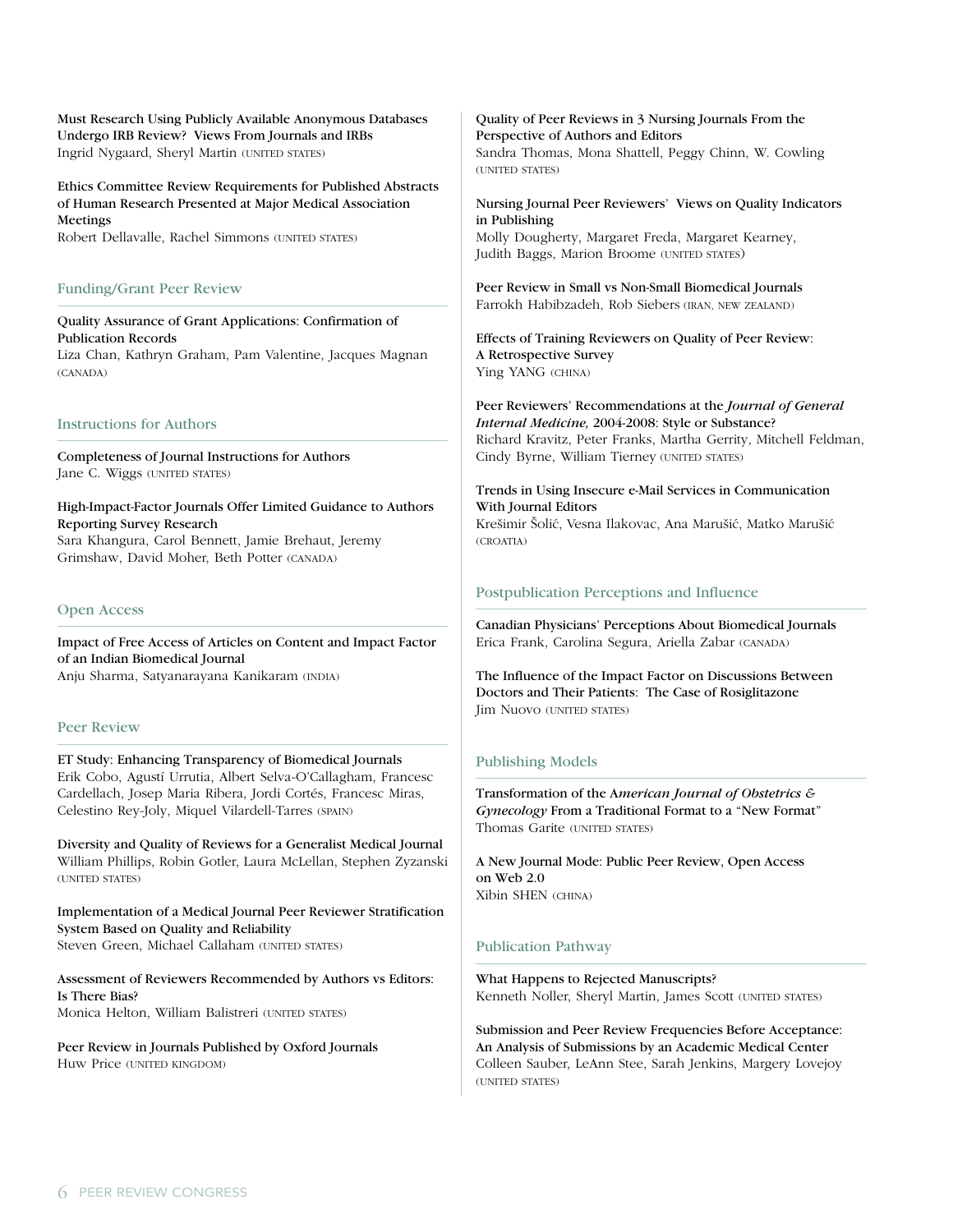Must Research Using Publicly Available Anonymous Databases Undergo IRB Review? Views From Journals and IRBs
Ingrid Nygaard, Sheryl Martin (UNITED STATES)

Ethics Committee Review Requirements for Published Abstracts of Human Research Presented at Major Medical Association Meetings
Robert Dellavalle, Rachel Simmons (UNITED STATES)

## Funding/Grant Peer Review

Quality Assurance of Grant Applications: Confirmation of Publication Records
Liza Chan, Kathryn Graham, Pam Valentine, Jacques Magnan (CANADA)

## Instructions for Authors

Completeness of Journal Instructions for Authors
Jane C. Wiggs (UNITED STATES)

High-Impact-Factor Journals Offer Limited Guidance to Authors Reporting Survey Research
Sara Khangura, Carol Bennett, Jamie Brehaut, Jeremy Grimshaw, David Moher, Beth Potter (CANADA)

## Open Access

Impact of Free Access of Articles on Content and Impact Factor of an Indian Biomedical Journal
Anju Sharma, Satyanarayana Kanikaram (INDIA)

## Peer Review

ET Study: Enhancing Transparency of Biomedical Journals
Erik Cobo, Agustí Urrutia, Albert Selva-O'Callagham, Francesc Cardellach, Josep Maria Ribera, Jordi Cortés, Francesc Miras, Celestino Rey-Joly, Miquel Vilardell-Tarres (SPAIN)

Diversity and Quality of Reviews for a Generalist Medical Journal
William Phillips, Robin Gotler, Laura McLellan, Stephen Zyzanski (UNITED STATES)

Implementation of a Medical Journal Peer Reviewer Stratification System Based on Quality and Reliability
Steven Green, Michael Callaham (UNITED STATES)

Assessment of Reviewers Recommended by Authors vs Editors: Is There Bias?
Monica Helton, William Balistreri (UNITED STATES)

Peer Review in Journals Published by Oxford Journals
Huw Price (UNITED KINGDOM)

Quality of Peer Reviews in 3 Nursing Journals From the Perspective of Authors and Editors
Sandra Thomas, Mona Shattell, Peggy Chinn, W. Cowling (UNITED STATES)

Nursing Journal Peer Reviewers' Views on Quality Indicators in Publishing
Molly Dougherty, Margaret Freda, Margaret Kearney, Judith Baggs, Marion Broome (UNITED STATES)

Peer Review in Small vs Non-Small Biomedical Journals
Farrokh Habibzadeh, Rob Siebers (IRAN, NEW ZEALAND)

Effects of Training Reviewers on Quality of Peer Review: A Retrospective Survey
Ying YANG (CHINA)

Peer Reviewers' Recommendations at the *Journal of General Internal Medicine,* 2004-2008: Style or Substance?
Richard Kravitz, Peter Franks, Martha Gerrity, Mitchell Feldman, Cindy Byrne, William Tierney (UNITED STATES)

Trends in Using Insecure e-Mail Services in Communication With Journal Editors
Krešimir Šolić, Vesna Ilakovac, Ana Marušić, Matko Marušić (CROATIA)

## Postpublication Perceptions and Influence

Canadian Physicians' Perceptions About Biomedical Journals
Erica Frank, Carolina Segura, Ariella Zabar (CANADA)

The Influence of the Impact Factor on Discussions Between Doctors and Their Patients: The Case of Rosiglitazone
Jim Nuovo (UNITED STATES)

## Publishing Models

Transformation of the *American Journal of Obstetrics & Gynecology* From a Traditional Format to a "New Format"
Thomas Garite (UNITED STATES)

A New Journal Mode: Public Peer Review, Open Access on Web 2.0
Xibin SHEN (CHINA)

## Publication Pathway

What Happens to Rejected Manuscripts?
Kenneth Noller, Sheryl Martin, James Scott (UNITED STATES)

Submission and Peer Review Frequencies Before Acceptance: An Analysis of Submissions by an Academic Medical Center
Colleen Sauber, LeAnn Stee, Sarah Jenkins, Margery Lovejoy (UNITED STATES)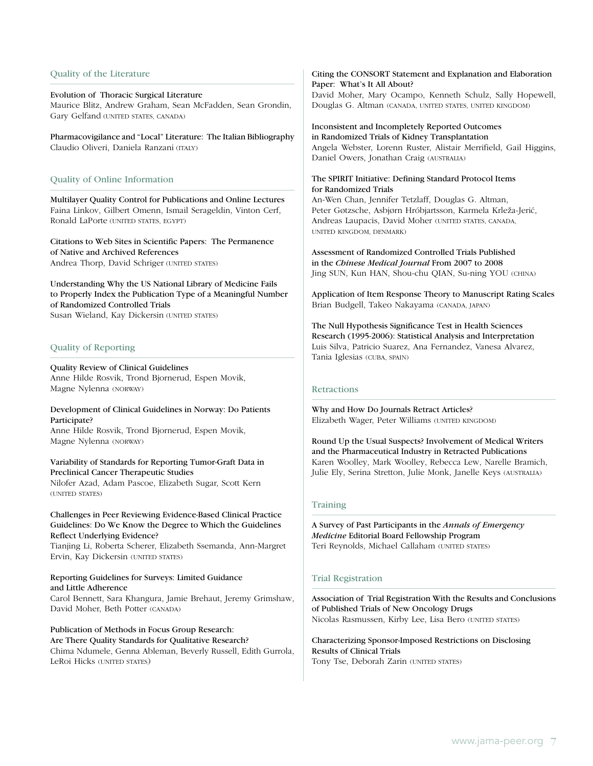## Quality of the Literature

**Evolution of Thoracic Surgical Literature**
Maurice Blitz, Andrew Graham, Sean McFadden, Sean Grondin, Gary Gelfand (UNITED STATES, CANADA)

**Pharmacovigilance and "Local" Literature: The Italian Bibliography**
Claudio Oliveri, Daniela Ranzani (ITALY)

## Quality of Online Information

**Multilayer Quality Control for Publications and Online Lectures**
Faina Linkov, Gilbert Omenn, Ismail Serageldin, Vinton Cerf, Ronald LaPorte (UNITED STATES, EGYPT)

**Citations to Web Sites in Scientific Papers: The Permanence of Native and Archived References**
Andrea Thorp, David Schriger (UNITED STATES)

**Understanding Why the US National Library of Medicine Fails to Properly Index the Publication Type of a Meaningful Number of Randomized Controlled Trials**
Susan Wieland, Kay Dickersin (UNITED STATES)

## Quality of Reporting

**Quality Review of Clinical Guidelines**
Anne Hilde Rosvik, Trond Bjornerud, Espen Movik, Magne Nylenna (NORWAY)

**Development of Clinical Guidelines in Norway: Do Patients Participate?**
Anne Hilde Rosvik, Trond Bjornerud, Espen Movik, Magne Nylenna (NORWAY)

**Variability of Standards for Reporting Tumor-Graft Data in Preclinical Cancer Therapeutic Studies**
Nilofer Azad, Adam Pascoe, Elizabeth Sugar, Scott Kern (UNITED STATES)

**Challenges in Peer Reviewing Evidence-Based Clinical Practice Guidelines: Do We Know the Degree to Which the Guidelines Reflect Underlying Evidence?**
Tianjing Li, Roberta Scherer, Elizabeth Ssemanda, Ann-Margret Ervin, Kay Dickersin (UNITED STATES)

**Reporting Guidelines for Surveys: Limited Guidance and Little Adherence**
Carol Bennett, Sara Khangura, Jamie Brehaut, Jeremy Grimshaw, David Moher, Beth Potter (CANADA)

**Publication of Methods in Focus Group Research: Are There Quality Standards for Qualitative Research?**
Chima Ndumele, Genna Ableman, Beverly Russell, Edith Gurrola, LeRoi Hicks (UNITED STATES)

**Citing the CONSORT Statement and Explanation and Elaboration Paper: What's It All About?**
David Moher, Mary Ocampo, Kenneth Schulz, Sally Hopewell, Douglas G. Altman (CANADA, UNITED STATES, UNITED KINGDOM)

**Inconsistent and Incompletely Reported Outcomes in Randomized Trials of Kidney Transplantation**
Angela Webster, Lorenn Ruster, Alistair Merrifield, Gail Higgins, Daniel Owers, Jonathan Craig (AUSTRALIA)

**The SPIRIT Initiative: Defining Standard Protocol Items for Randomized Trials**
An-Wen Chan, Jennifer Tetzlaff, Douglas G. Altman, Peter Gøtzsche, Asbjørn Hróbjartsson, Karmela Krleža-Jerić, Andreas Laupacis, David Moher (UNITED STATES, CANADA, UNITED KINGDOM, DENMARK)

**Assessment of Randomized Controlled Trials Published in the *Chinese Medical Journal* From 2007 to 2008**
Jing SUN, Kun HAN, Shou-chu QIAN, Su-ning YOU (CHINA)

**Application of Item Response Theory to Manuscript Rating Scales**
Brian Budgell, Takeo Nakayama (CANADA, JAPAN)

**The Null Hypothesis Significance Test in Health Sciences Research (1995-2006): Statistical Analysis and Interpretation**
Luis Silva, Patricio Suarez, Ana Fernandez, Vanesa Alvarez, Tania Iglesias (CUBA, SPAIN)

## Retractions

**Why and How Do Journals Retract Articles?**
Elizabeth Wager, Peter Williams (UNITED KINGDOM)

**Round Up the Usual Suspects? Involvement of Medical Writers and the Pharmaceutical Industry in Retracted Publications**
Karen Woolley, Mark Woolley, Rebecca Lew, Narelle Bramich, Julie Ely, Serina Stretton, Julie Monk, Janelle Keys (AUSTRALIA)

## Training

**A Survey of Past Participants in the *Annals of Emergency Medicine* Editorial Board Fellowship Program**
Teri Reynolds, Michael Callaham (UNITED STATES)

## Trial Registration

**Association of Trial Registration With the Results and Conclusions of Published Trials of New Oncology Drugs**
Nicolas Rasmussen, Kirby Lee, Lisa Bero (UNITED STATES)

**Characterizing Sponsor-Imposed Restrictions on Disclosing Results of Clinical Trials**
Tony Tse, Deborah Zarin (UNITED STATES)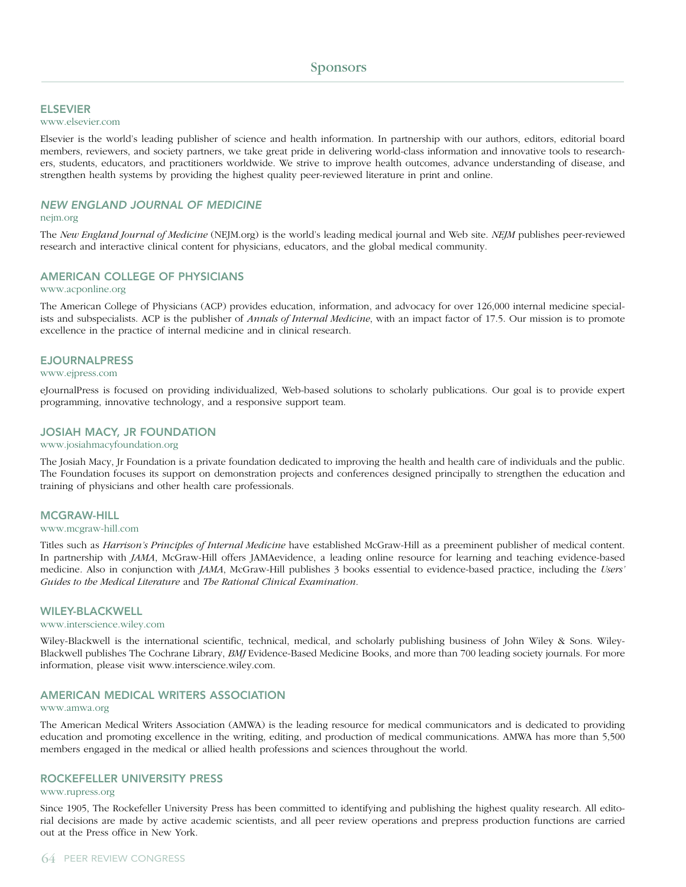# Sponsors

## ELSEVIER

www.elsevier.com

Elsevier is the world's leading publisher of science and health information. In partnership with our authors, editors, editorial board members, reviewers, and society partners, we take great pride in delivering world-class information and innovative tools to researchers, students, educators, and practitioners worldwide. We strive to improve health outcomes, advance understanding of disease, and strengthen health systems by providing the highest quality peer-reviewed literature in print and online.

## *NEW ENGLAND JOURNAL OF MEDICINE*

nejm.org

The *New England Journal of Medicine* (NEJM.org) is the world's leading medical journal and Web site. *NEJM* publishes peer-reviewed research and interactive clinical content for physicians, educators, and the global medical community.

## AMERICAN COLLEGE OF PHYSICIANS

www.acponline.org

The American College of Physicians (ACP) provides education, information, and advocacy for over 126,000 internal medicine specialists and subspecialists. ACP is the publisher of *Annals of Internal Medicine*, with an impact factor of 17.5. Our mission is to promote excellence in the practice of internal medicine and in clinical research.

## EJOURNALPRESS

www.ejpress.com

eJournalPress is focused on providing individualized, Web-based solutions to scholarly publications. Our goal is to provide expert programming, innovative technology, and a responsive support team.

## JOSIAH MACY, JR FOUNDATION

www.josiahmacyfoundation.org

The Josiah Macy, Jr Foundation is a private foundation dedicated to improving the health and health care of individuals and the public. The Foundation focuses its support on demonstration projects and conferences designed principally to strengthen the education and training of physicians and other health care professionals.

## MCGRAW-HILL

www.mcgraw-hill.com

Titles such as *Harrison's Principles of Internal Medicine* have established McGraw-Hill as a preeminent publisher of medical content. In partnership with *JAMA*, McGraw-Hill offers JAMAevidence, a leading online resource for learning and teaching evidence-based medicine. Also in conjunction with *JAMA*, McGraw-Hill publishes 3 books essential to evidence-based practice, including the *Users' Guides to the Medical Literature* and *The Rational Clinical Examination*.

## WILEY-BLACKWELL

www.interscience.wiley.com

Wiley-Blackwell is the international scientific, technical, medical, and scholarly publishing business of John Wiley & Sons. Wiley-Blackwell publishes The Cochrane Library, *BMJ* Evidence-Based Medicine Books, and more than 700 leading society journals. For more information, please visit www.interscience.wiley.com.

## AMERICAN MEDICAL WRITERS ASSOCIATION

www.amwa.org

The American Medical Writers Association (AMWA) is the leading resource for medical communicators and is dedicated to providing education and promoting excellence in the writing, editing, and production of medical communications. AMWA has more than 5,500 members engaged in the medical or allied health professions and sciences throughout the world.

## ROCKEFELLER UNIVERSITY PRESS

www.rupress.org

Since 1905, The Rockefeller University Press has been committed to identifying and publishing the highest quality research. All editorial decisions are made by active academic scientists, and all peer review operations and prepress production functions are carried out at the Press office in New York.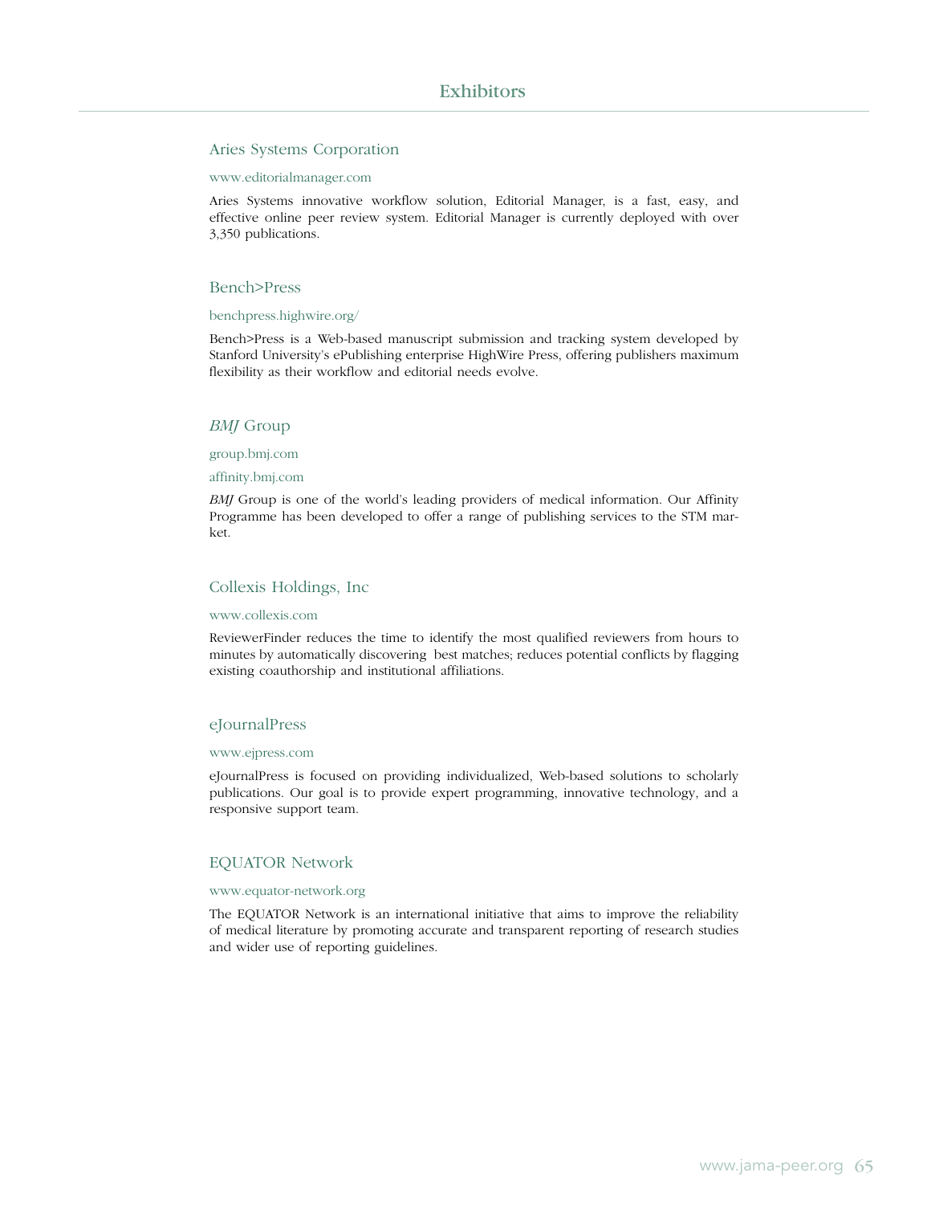# Exhibitors

## Aries Systems Corporation

www.editorialmanager.com

Aries Systems innovative workflow solution, Editorial Manager, is a fast, easy, and effective online peer review system. Editorial Manager is currently deployed with over 3,350 publications.

## Bench>Press

benchpress.highwire.org/

Bench>Press is a Web-based manuscript submission and tracking system developed by Stanford University's ePublishing enterprise HighWire Press, offering publishers maximum flexibility as their workflow and editorial needs evolve.

## *BMJ* Group

group.bmj.com

affinity.bmj.com

*BMJ* Group is one of the world's leading providers of medical information. Our Affinity Programme has been developed to offer a range of publishing services to the STM market.

## Collexis Holdings, Inc

www.collexis.com

ReviewerFinder reduces the time to identify the most qualified reviewers from hours to minutes by automatically discovering best matches; reduces potential conflicts by flagging existing coauthorship and institutional affiliations.

## eJournalPress

www.ejpress.com

eJournalPress is focused on providing individualized, Web-based solutions to scholarly publications. Our goal is to provide expert programming, innovative technology, and a responsive support team.

## EQUATOR Network

www.equator-network.org

The EQUATOR Network is an international initiative that aims to improve the reliability of medical literature by promoting accurate and transparent reporting of research studies and wider use of reporting guidelines.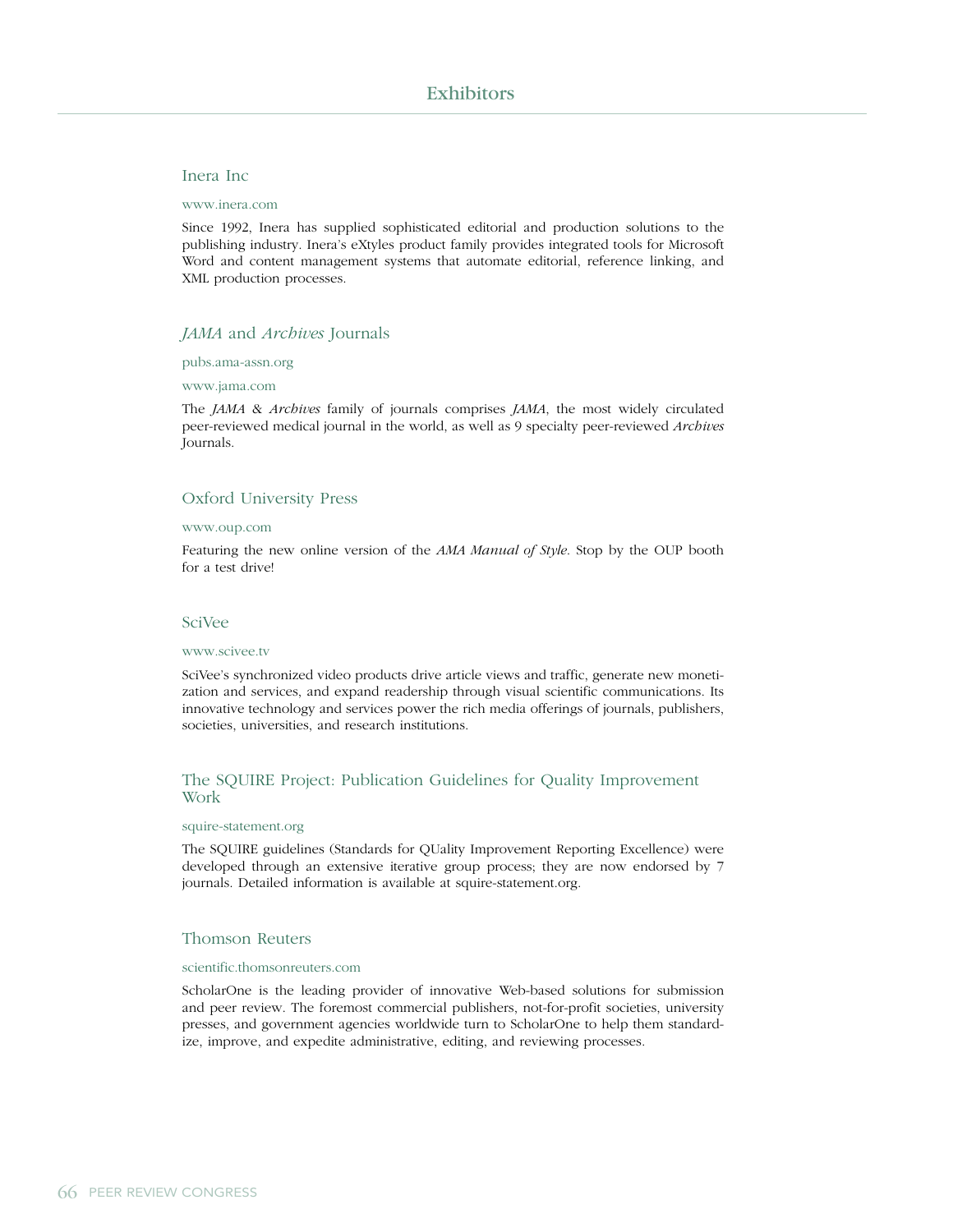# Exhibitors

## Inera Inc

www.inera.com

Since 1992, Inera has supplied sophisticated editorial and production solutions to the publishing industry. Inera's eXtyles product family provides integrated tools for Microsoft Word and content management systems that automate editorial, reference linking, and XML production processes.

## *JAMA* and *Archives* Journals

pubs.ama-assn.org

www.jama.com

The *JAMA* & *Archives* family of journals comprises *JAMA*, the most widely circulated peer-reviewed medical journal in the world, as well as 9 specialty peer-reviewed *Archives* Journals.

## Oxford University Press

www.oup.com

Featuring the new online version of the *AMA Manual of Style*. Stop by the OUP booth for a test drive!

## SciVee

www.scivee.tv

SciVee's synchronized video products drive article views and traffic, generate new monetization and services, and expand readership through visual scientific communications. Its innovative technology and services power the rich media offerings of journals, publishers, societies, universities, and research institutions.

## The SQUIRE Project: Publication Guidelines for Quality Improvement Work

squire-statement.org

The SQUIRE guidelines (Standards for QUality Improvement Reporting Excellence) were developed through an extensive iterative group process; they are now endorsed by 7 journals. Detailed information is available at squire-statement.org.

## Thomson Reuters

scientific.thomsonreuters.com

ScholarOne is the leading provider of innovative Web-based solutions for submission and peer review. The foremost commercial publishers, not-for-profit societies, university presses, and government agencies worldwide turn to ScholarOne to help them standardize, improve, and expedite administrative, editing, and reviewing processes.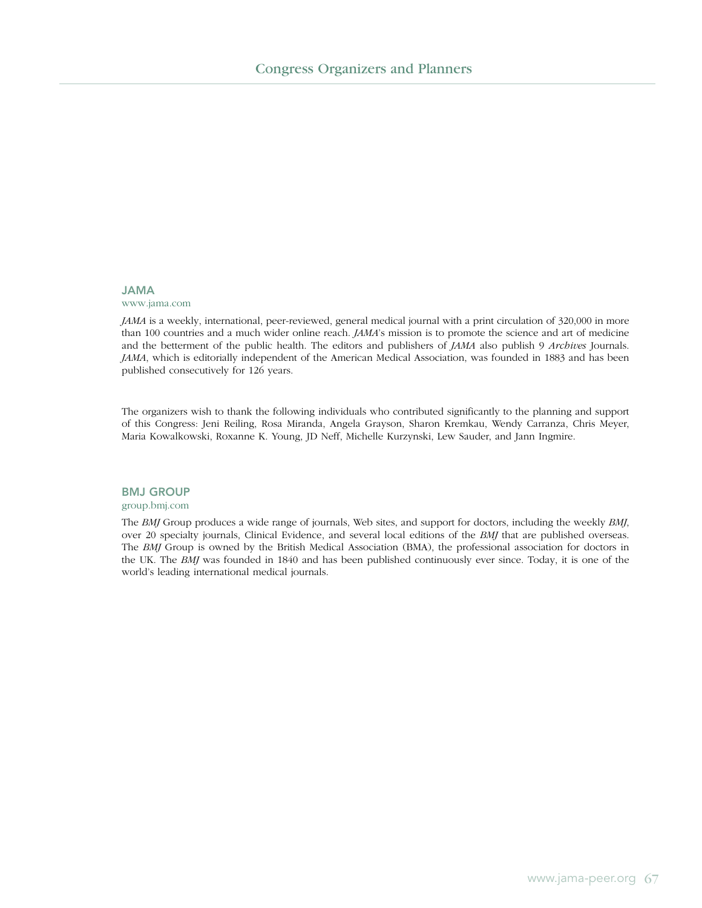# Congress Organizers and Planners

## JAMA

www.jama.com

*JAMA* is a weekly, international, peer-reviewed, general medical journal with a print circulation of 320,000 in more than 100 countries and a much wider online reach. *JAMA*'s mission is to promote the science and art of medicine and the betterment of the public health. The editors and publishers of *JAMA* also publish 9 *Archives* Journals. *JAMA*, which is editorially independent of the American Medical Association, was founded in 1883 and has been published consecutively for 126 years.

The organizers wish to thank the following individuals who contributed significantly to the planning and support of this Congress: Jeni Reiling, Rosa Miranda, Angela Grayson, Sharon Kremkau, Wendy Carranza, Chris Meyer, Maria Kowalkowski, Roxanne K. Young, JD Neff, Michelle Kurzynski, Lew Sauder, and Jann Ingmire.

## BMJ GROUP

group.bmj.com

The *BMJ* Group produces a wide range of journals, Web sites, and support for doctors, including the weekly *BMJ*, over 20 specialty journals, Clinical Evidence, and several local editions of the *BMJ* that are published overseas. The *BMJ* Group is owned by the British Medical Association (BMA), the professional association for doctors in the UK. The *BMJ* was founded in 1840 and has been published continuously ever since. Today, it is one of the world's leading international medical journals.